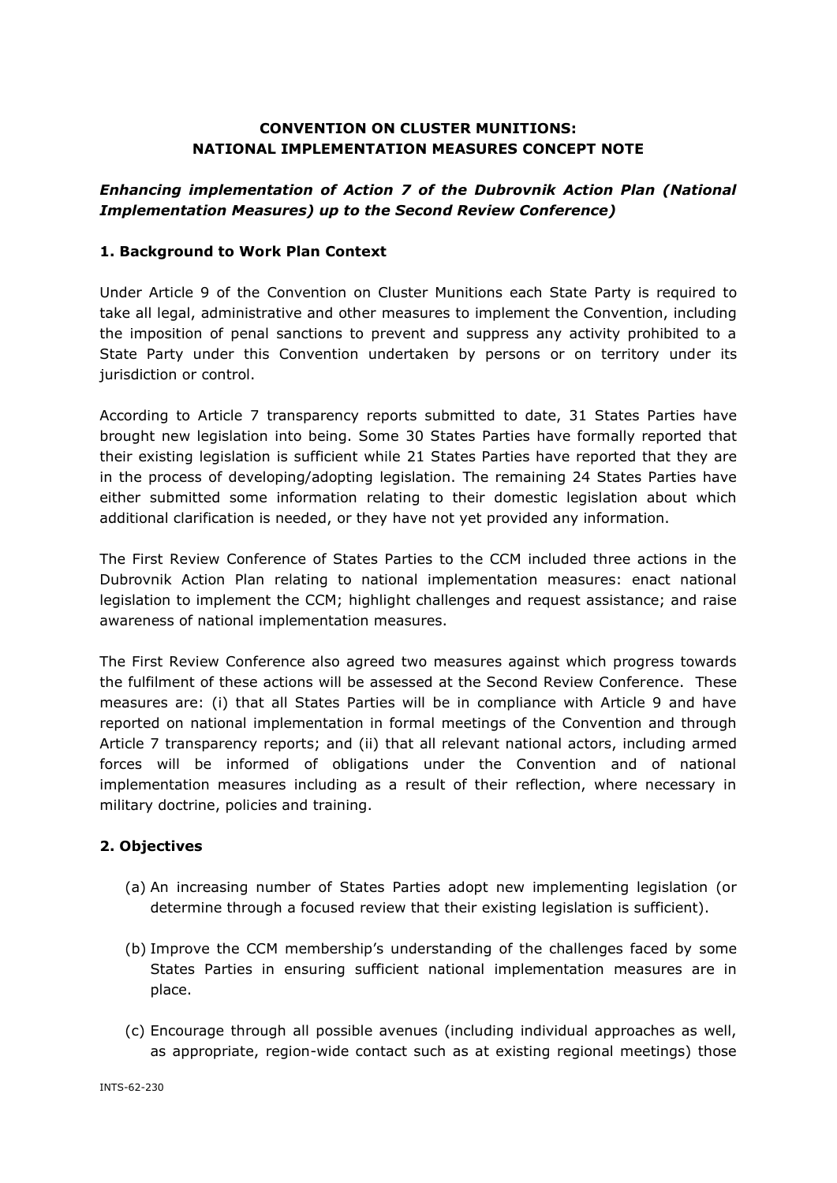# CONVENTION ON CLUSTER MUNITIONS: NATIONAL IMPLEMENTATION MEASURES CONCEPT NOTE

***Enhancing implementation of Action 7 of the Dubrovnik Action Plan (National Implementation Measures) up to the Second Review Conference)***

## 1. Background to Work Plan Context

Under Article 9 of the Convention on Cluster Munitions each State Party is required to take all legal, administrative and other measures to implement the Convention, including the imposition of penal sanctions to prevent and suppress any activity prohibited to a State Party under this Convention undertaken by persons or on territory under its jurisdiction or control.

According to Article 7 transparency reports submitted to date, 31 States Parties have brought new legislation into being. Some 30 States Parties have formally reported that their existing legislation is sufficient while 21 States Parties have reported that they are in the process of developing/adopting legislation. The remaining 24 States Parties have either submitted some information relating to their domestic legislation about which additional clarification is needed, or they have not yet provided any information.

The First Review Conference of States Parties to the CCM included three actions in the Dubrovnik Action Plan relating to national implementation measures: enact national legislation to implement the CCM; highlight challenges and request assistance; and raise awareness of national implementation measures.

The First Review Conference also agreed two measures against which progress towards the fulfilment of these actions will be assessed at the Second Review Conference. These measures are: (i) that all States Parties will be in compliance with Article 9 and have reported on national implementation in formal meetings of the Convention and through Article 7 transparency reports; and (ii) that all relevant national actors, including armed forces will be informed of obligations under the Convention and of national implementation measures including as a result of their reflection, where necessary in military doctrine, policies and training.

## 2. Objectives

(a) An increasing number of States Parties adopt new implementing legislation (or determine through a focused review that their existing legislation is sufficient).

(b) Improve the CCM membership's understanding of the challenges faced by some States Parties in ensuring sufficient national implementation measures are in place.

(c) Encourage through all possible avenues (including individual approaches as well, as appropriate, region-wide contact such as at existing regional meetings) those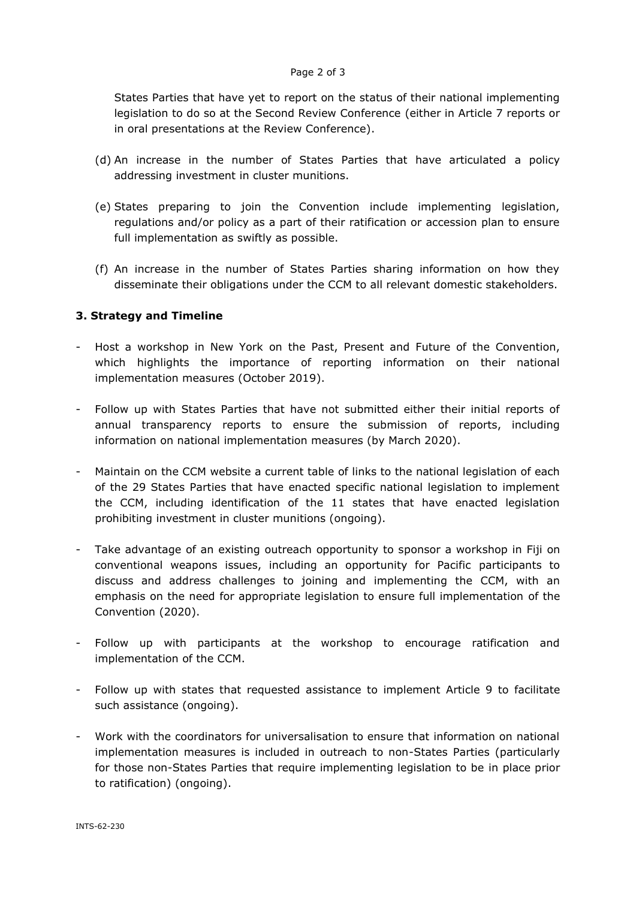States Parties that have yet to report on the status of their national implementing legislation to do so at the Second Review Conference (either in Article 7 reports or in oral presentations at the Review Conference).

(d) An increase in the number of States Parties that have articulated a policy addressing investment in cluster munitions.

(e) States preparing to join the Convention include implementing legislation, regulations and/or policy as a part of their ratification or accession plan to ensure full implementation as swiftly as possible.

(f) An increase in the number of States Parties sharing information on how they disseminate their obligations under the CCM to all relevant domestic stakeholders.

### 3. Strategy and Timeline

- Host a workshop in New York on the Past, Present and Future of the Convention, which highlights the importance of reporting information on their national implementation measures (October 2019).

- Follow up with States Parties that have not submitted either their initial reports of annual transparency reports to ensure the submission of reports, including information on national implementation measures (by March 2020).

- Maintain on the CCM website a current table of links to the national legislation of each of the 29 States Parties that have enacted specific national legislation to implement the CCM, including identification of the 11 states that have enacted legislation prohibiting investment in cluster munitions (ongoing).

- Take advantage of an existing outreach opportunity to sponsor a workshop in Fiji on conventional weapons issues, including an opportunity for Pacific participants to discuss and address challenges to joining and implementing the CCM, with an emphasis on the need for appropriate legislation to ensure full implementation of the Convention (2020).

- Follow up with participants at the workshop to encourage ratification and implementation of the CCM.

- Follow up with states that requested assistance to implement Article 9 to facilitate such assistance (ongoing).

- Work with the coordinators for universalisation to ensure that information on national implementation measures is included in outreach to non-States Parties (particularly for those non-States Parties that require implementing legislation to be in place prior to ratification) (ongoing).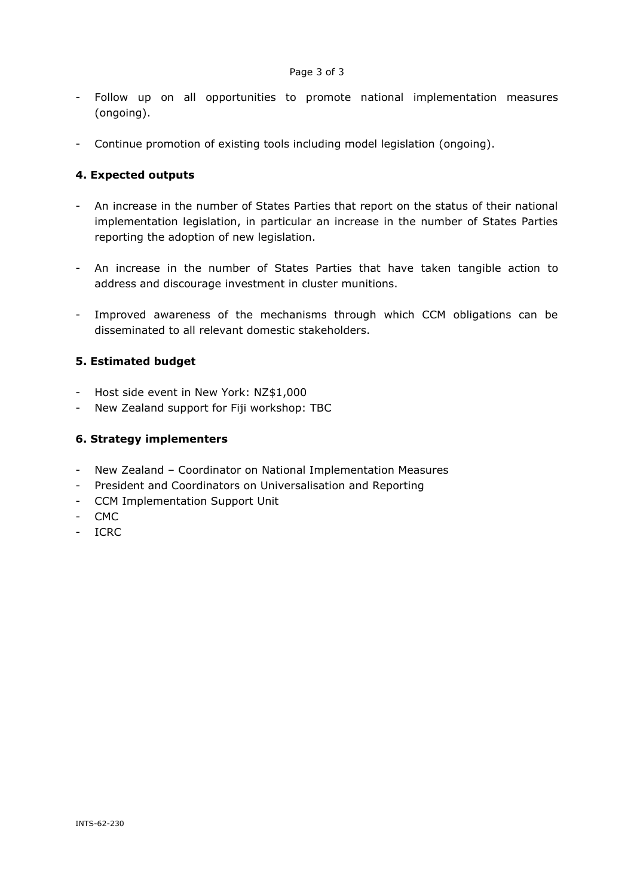- Follow up on all opportunities to promote national implementation measures (ongoing).

- Continue promotion of existing tools including model legislation (ongoing).

## 4. Expected outputs

- An increase in the number of States Parties that report on the status of their national implementation legislation, in particular an increase in the number of States Parties reporting the adoption of new legislation.

- An increase in the number of States Parties that have taken tangible action to address and discourage investment in cluster munitions.

- Improved awareness of the mechanisms through which CCM obligations can be disseminated to all relevant domestic stakeholders.

## 5. Estimated budget

- Host side event in New York: NZ$1,000
- New Zealand support for Fiji workshop: TBC

## 6. Strategy implementers

- New Zealand – Coordinator on National Implementation Measures
- President and Coordinators on Universalisation and Reporting
- CCM Implementation Support Unit
- CMC
- ICRC

INTS-62-230